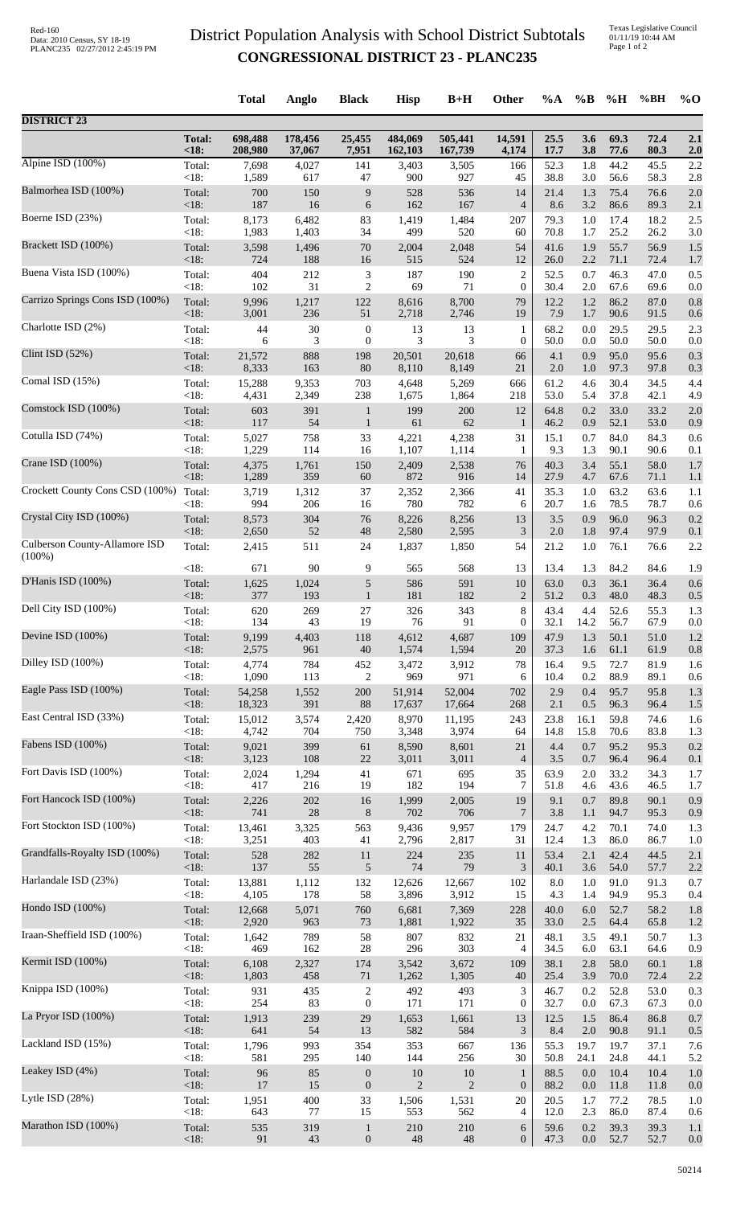# District Population Analysis with School District Subtotals

## CONGRESSIONAL DISTRICT 23 - PLANC235

| | | Total | Anglo | Black | Hisp | B+H | Other | %A | %B | %H | %BH | %O |
|---|---|---|---|---|---|---|---|---|---|---|---|---|
| **DISTRICT 23** | | | | | | | | | | | | |
| | **Total:** | **698,488** | **178,456** | **25,455** | **484,069** | **505,441** | **14,591** | **25.5** | **3.6** | **69.3** | **72.4** | **2.1** |
| | **<18:** | **208,980** | **37,067** | **7,951** | **162,103** | **167,739** | **4,174** | **17.7** | **3.8** | **77.6** | **80.3** | **2.0** |
| Alpine ISD (100%) | Total: | 7,698 | 4,027 | 141 | 3,403 | 3,505 | 166 | 52.3 | 1.8 | 44.2 | 45.5 | 2.2 |
| | <18: | 1,589 | 617 | 47 | 900 | 927 | 45 | 38.8 | 3.0 | 56.6 | 58.3 | 2.8 |
| Balmorhea ISD (100%) | Total: | 700 | 150 | 9 | 528 | 536 | 14 | 21.4 | 1.3 | 75.4 | 76.6 | 2.0 |
| | <18: | 187 | 16 | 6 | 162 | 167 | 4 | 8.6 | 3.2 | 86.6 | 89.3 | 2.1 |
| Boerne ISD (23%) | Total: | 8,173 | 6,482 | 83 | 1,419 | 1,484 | 207 | 79.3 | 1.0 | 17.4 | 18.2 | 2.5 |
| | <18: | 1,983 | 1,403 | 34 | 499 | 520 | 60 | 70.8 | 1.7 | 25.2 | 26.2 | 3.0 |
| Brackett ISD (100%) | Total: | 3,598 | 1,496 | 70 | 2,004 | 2,048 | 54 | 41.6 | 1.9 | 55.7 | 56.9 | 1.5 |
| | <18: | 724 | 188 | 16 | 515 | 524 | 12 | 26.0 | 2.2 | 71.1 | 72.4 | 1.7 |
| Buena Vista ISD (100%) | Total: | 404 | 212 | 3 | 187 | 190 | 2 | 52.5 | 0.7 | 46.3 | 47.0 | 0.5 |
| | <18: | 102 | 31 | 2 | 69 | 71 | 0 | 30.4 | 2.0 | 67.6 | 69.6 | 0.0 |
| Carrizo Springs Cons ISD (100%) | Total: | 9,996 | 1,217 | 122 | 8,616 | 8,700 | 79 | 12.2 | 1.2 | 86.2 | 87.0 | 0.8 |
| | <18: | 3,001 | 236 | 51 | 2,718 | 2,746 | 19 | 7.9 | 1.7 | 90.6 | 91.5 | 0.6 |
| Charlotte ISD (2%) | Total: | 44 | 30 | 0 | 13 | 13 | 1 | 68.2 | 0.0 | 29.5 | 29.5 | 2.3 |
| | <18: | 6 | 3 | 0 | 3 | 3 | 0 | 50.0 | 0.0 | 50.0 | 50.0 | 0.0 |
| Clint ISD (52%) | Total: | 21,572 | 888 | 198 | 20,501 | 20,618 | 66 | 4.1 | 0.9 | 95.0 | 95.6 | 0.3 |
| | <18: | 8,333 | 163 | 80 | 8,110 | 8,149 | 21 | 2.0 | 1.0 | 97.3 | 97.8 | 0.3 |
| Comal ISD (15%) | Total: | 15,288 | 9,353 | 703 | 4,648 | 5,269 | 666 | 61.2 | 4.6 | 30.4 | 34.5 | 4.4 |
| | <18: | 4,431 | 2,349 | 238 | 1,675 | 1,864 | 218 | 53.0 | 5.4 | 37.8 | 42.1 | 4.9 |
| Comstock ISD (100%) | Total: | 603 | 391 | 1 | 199 | 200 | 12 | 64.8 | 0.2 | 33.0 | 33.2 | 2.0 |
| | <18: | 117 | 54 | 1 | 61 | 62 | 1 | 46.2 | 0.9 | 52.1 | 53.0 | 0.9 |
| Cotulla ISD (74%) | Total: | 5,027 | 758 | 33 | 4,221 | 4,238 | 31 | 15.1 | 0.7 | 84.0 | 84.3 | 0.6 |
| | <18: | 1,229 | 114 | 16 | 1,107 | 1,114 | 1 | 9.3 | 1.3 | 90.1 | 90.6 | 0.1 |
| Crane ISD (100%) | Total: | 4,375 | 1,761 | 150 | 2,409 | 2,538 | 76 | 40.3 | 3.4 | 55.1 | 58.0 | 1.7 |
| | <18: | 1,289 | 359 | 60 | 872 | 916 | 14 | 27.9 | 4.7 | 67.6 | 71.1 | 1.1 |
| Crockett County Cons CSD (100%) | Total: | 3,719 | 1,312 | 37 | 2,352 | 2,366 | 41 | 35.3 | 1.0 | 63.2 | 63.6 | 1.1 |
| | <18: | 994 | 206 | 16 | 780 | 782 | 6 | 20.7 | 1.6 | 78.5 | 78.7 | 0.6 |
| Crystal City ISD (100%) | Total: | 8,573 | 304 | 76 | 8,226 | 8,256 | 13 | 3.5 | 0.9 | 96.0 | 96.3 | 0.2 |
| | <18: | 2,650 | 52 | 48 | 2,580 | 2,595 | 3 | 2.0 | 1.8 | 97.4 | 97.9 | 0.1 |
| Culberson County-Allamore ISD (100%) | Total: | 2,415 | 511 | 24 | 1,837 | 1,850 | 54 | 21.2 | 1.0 | 76.1 | 76.6 | 2.2 |
| | <18: | 671 | 90 | 9 | 565 | 568 | 13 | 13.4 | 1.3 | 84.2 | 84.6 | 1.9 |
| D'Hanis ISD (100%) | Total: | 1,625 | 1,024 | 5 | 586 | 591 | 10 | 63.0 | 0.3 | 36.1 | 36.4 | 0.6 |
| | <18: | 377 | 193 | 1 | 181 | 182 | 2 | 51.2 | 0.3 | 48.0 | 48.3 | 0.5 |
| Dell City ISD (100%) | Total: | 620 | 269 | 27 | 326 | 343 | 8 | 43.4 | 4.4 | 52.6 | 55.3 | 1.3 |
| | <18: | 134 | 43 | 19 | 76 | 91 | 0 | 32.1 | 14.2 | 56.7 | 67.9 | 0.0 |
| Devine ISD (100%) | Total: | 9,199 | 4,403 | 118 | 4,612 | 4,687 | 109 | 47.9 | 1.3 | 50.1 | 51.0 | 1.2 |
| | <18: | 2,575 | 961 | 40 | 1,574 | 1,594 | 20 | 37.3 | 1.6 | 61.1 | 61.9 | 0.8 |
| Dilley ISD (100%) | Total: | 4,774 | 784 | 452 | 3,472 | 3,912 | 78 | 16.4 | 9.5 | 72.7 | 81.9 | 1.6 |
| | <18: | 1,090 | 113 | 2 | 969 | 971 | 6 | 10.4 | 0.2 | 88.9 | 89.1 | 0.6 |
| Eagle Pass ISD (100%) | Total: | 54,258 | 1,552 | 200 | 51,914 | 52,004 | 702 | 2.9 | 0.4 | 95.7 | 95.8 | 1.3 |
| | <18: | 18,323 | 391 | 88 | 17,637 | 17,664 | 268 | 2.1 | 0.5 | 96.3 | 96.4 | 1.5 |
| East Central ISD (33%) | Total: | 15,012 | 3,574 | 2,420 | 8,970 | 11,195 | 243 | 23.8 | 16.1 | 59.8 | 74.6 | 1.6 |
| | <18: | 4,742 | 704 | 750 | 3,348 | 3,974 | 64 | 14.8 | 15.8 | 70.6 | 83.8 | 1.3 |
| Fabens ISD (100%) | Total: | 9,021 | 399 | 61 | 8,590 | 8,601 | 21 | 4.4 | 0.7 | 95.2 | 95.3 | 0.2 |
| | <18: | 3,123 | 108 | 22 | 3,011 | 3,011 | 4 | 3.5 | 0.7 | 96.4 | 96.4 | 0.1 |
| Fort Davis ISD (100%) | Total: | 2,024 | 1,294 | 41 | 671 | 695 | 35 | 63.9 | 2.0 | 33.2 | 34.3 | 1.7 |
| | <18: | 417 | 216 | 19 | 182 | 194 | 7 | 51.8 | 4.6 | 43.6 | 46.5 | 1.7 |
| Fort Hancock ISD (100%) | Total: | 2,226 | 202 | 16 | 1,999 | 2,005 | 19 | 9.1 | 0.7 | 89.8 | 90.1 | 0.9 |
| | <18: | 741 | 28 | 8 | 702 | 706 | 7 | 3.8 | 1.1 | 94.7 | 95.3 | 0.9 |
| Fort Stockton ISD (100%) | Total: | 13,461 | 3,325 | 563 | 9,436 | 9,957 | 179 | 24.7 | 4.2 | 70.1 | 74.0 | 1.3 |
| | <18: | 3,251 | 403 | 41 | 2,796 | 2,817 | 31 | 12.4 | 1.3 | 86.0 | 86.7 | 1.0 |
| Grandfalls-Royalty ISD (100%) | Total: | 528 | 282 | 11 | 224 | 235 | 11 | 53.4 | 2.1 | 42.4 | 44.5 | 2.1 |
| | <18: | 137 | 55 | 5 | 74 | 79 | 3 | 40.1 | 3.6 | 54.0 | 57.7 | 2.2 |
| Harlandale ISD (23%) | Total: | 13,881 | 1,112 | 132 | 12,626 | 12,667 | 102 | 8.0 | 1.0 | 91.0 | 91.3 | 0.7 |
| | <18: | 4,105 | 178 | 58 | 3,896 | 3,912 | 15 | 4.3 | 1.4 | 94.9 | 95.3 | 0.4 |
| Hondo ISD (100%) | Total: | 12,668 | 5,071 | 760 | 6,681 | 7,369 | 228 | 40.0 | 6.0 | 52.7 | 58.2 | 1.8 |
| | <18: | 2,920 | 963 | 73 | 1,881 | 1,922 | 35 | 33.0 | 2.5 | 64.4 | 65.8 | 1.2 |
| Iraan-Sheffield ISD (100%) | Total: | 1,642 | 789 | 58 | 807 | 832 | 21 | 48.1 | 3.5 | 49.1 | 50.7 | 1.3 |
| | <18: | 469 | 162 | 28 | 296 | 303 | 4 | 34.5 | 6.0 | 63.1 | 64.6 | 0.9 |
| Kermit ISD (100%) | Total: | 6,108 | 2,327 | 174 | 3,542 | 3,672 | 109 | 38.1 | 2.8 | 58.0 | 60.1 | 1.8 |
| | <18: | 1,803 | 458 | 71 | 1,262 | 1,305 | 40 | 25.4 | 3.9 | 70.0 | 72.4 | 2.2 |
| Knippa ISD (100%) | Total: | 931 | 435 | 2 | 492 | 493 | 3 | 46.7 | 0.2 | 52.8 | 53.0 | 0.3 |
| | <18: | 254 | 83 | 0 | 171 | 171 | 0 | 32.7 | 0.0 | 67.3 | 67.3 | 0.0 |
| La Pryor ISD (100%) | Total: | 1,913 | 239 | 29 | 1,653 | 1,661 | 13 | 12.5 | 1.5 | 86.4 | 86.8 | 0.7 |
| | <18: | 641 | 54 | 13 | 582 | 584 | 3 | 8.4 | 2.0 | 90.8 | 91.1 | 0.5 |
| Lackland ISD (15%) | Total: | 1,796 | 993 | 354 | 353 | 667 | 136 | 55.3 | 19.7 | 19.7 | 37.1 | 7.6 |
| | <18: | 581 | 295 | 140 | 144 | 256 | 30 | 50.8 | 24.1 | 24.8 | 44.1 | 5.2 |
| Leakey ISD (4%) | Total: | 96 | 85 | 0 | 10 | 10 | 1 | 88.5 | 0.0 | 10.4 | 10.4 | 1.0 |
| | <18: | 17 | 15 | 0 | 2 | 2 | 0 | 88.2 | 0.0 | 11.8 | 11.8 | 0.0 |
| Lytle ISD (28%) | Total: | 1,951 | 400 | 33 | 1,506 | 1,531 | 20 | 20.5 | 1.7 | 77.2 | 78.5 | 1.0 |
| | <18: | 643 | 77 | 15 | 553 | 562 | 4 | 12.0 | 2.3 | 86.0 | 87.4 | 0.6 |
| Marathon ISD (100%) | Total: | 535 | 319 | 1 | 210 | 210 | 6 | 59.6 | 0.2 | 39.3 | 39.3 | 1.1 |
| | <18: | 91 | 43 | 0 | 48 | 48 | 0 | 47.3 | 0.0 | 52.7 | 52.7 | 0.0 |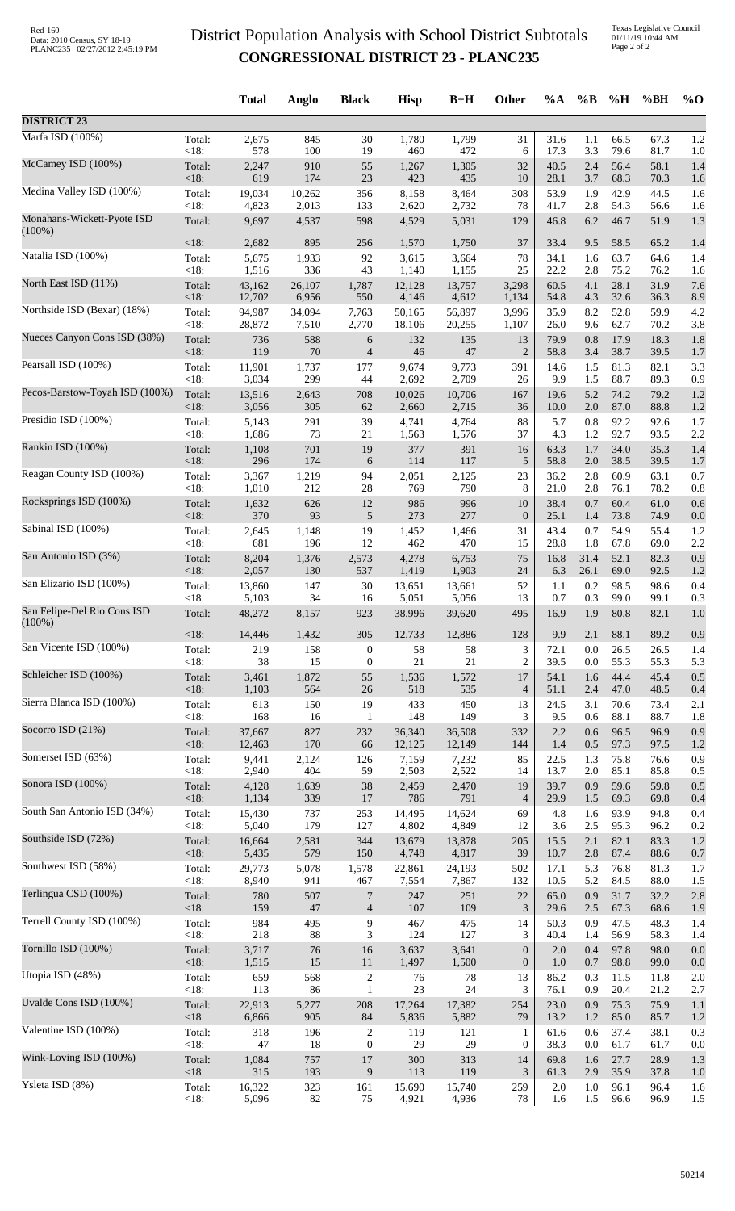# District Population Analysis with School District Subtotals

**CONGRESSIONAL DISTRICT 23 - PLANC235**

| | | Total | Anglo | Black | Hisp | B+H | Other | %A | %B | %H | %BH | %O |
|---|---|---|---|---|---|---|---|---|---|---|---|---|
| **DISTRICT 23** | | | | | | | | | | | | |
| Marfa ISD (100%) | Total: | 2,675 | 845 | 30 | 1,780 | 1,799 | 31 | 31.6 | 1.1 | 66.5 | 67.3 | 1.2 |
| | <18: | 578 | 100 | 19 | 460 | 472 | 6 | 17.3 | 3.3 | 79.6 | 81.7 | 1.0 |
| McCamey ISD (100%) | Total: | 2,247 | 910 | 55 | 1,267 | 1,305 | 32 | 40.5 | 2.4 | 56.4 | 58.1 | 1.4 |
| | <18: | 619 | 174 | 23 | 423 | 435 | 10 | 28.1 | 3.7 | 68.3 | 70.3 | 1.6 |
| Medina Valley ISD (100%) | Total: | 19,034 | 10,262 | 356 | 8,158 | 8,464 | 308 | 53.9 | 1.9 | 42.9 | 44.5 | 1.6 |
| | <18: | 4,823 | 2,013 | 133 | 2,620 | 2,732 | 78 | 41.7 | 2.8 | 54.3 | 56.6 | 1.6 |
| Monahans-Wickett-Pyote ISD (100%) | Total: | 9,697 | 4,537 | 598 | 4,529 | 5,031 | 129 | 46.8 | 6.2 | 46.7 | 51.9 | 1.3 |
| | <18: | 2,682 | 895 | 256 | 1,570 | 1,750 | 37 | 33.4 | 9.5 | 58.5 | 65.2 | 1.4 |
| Natalia ISD (100%) | Total: | 5,675 | 1,933 | 92 | 3,615 | 3,664 | 78 | 34.1 | 1.6 | 63.7 | 64.6 | 1.4 |
| | <18: | 1,516 | 336 | 43 | 1,140 | 1,155 | 25 | 22.2 | 2.8 | 75.2 | 76.2 | 1.6 |
| North East ISD (11%) | Total: | 43,162 | 26,107 | 1,787 | 12,128 | 13,757 | 3,298 | 60.5 | 4.1 | 28.1 | 31.9 | 7.6 |
| | <18: | 12,702 | 6,956 | 550 | 4,146 | 4,612 | 1,134 | 54.8 | 4.3 | 32.6 | 36.3 | 8.9 |
| Northside ISD (Bexar) (18%) | Total: | 94,987 | 34,094 | 7,763 | 50,165 | 56,897 | 3,996 | 35.9 | 8.2 | 52.8 | 59.9 | 4.2 |
| | <18: | 28,872 | 7,510 | 2,770 | 18,106 | 20,255 | 1,107 | 26.0 | 9.6 | 62.7 | 70.2 | 3.8 |
| Nueces Canyon Cons ISD (38%) | Total: | 736 | 588 | 6 | 132 | 135 | 13 | 79.9 | 0.8 | 17.9 | 18.3 | 1.8 |
| | <18: | 119 | 70 | 4 | 46 | 47 | 2 | 58.8 | 3.4 | 38.7 | 39.5 | 1.7 |
| Pearsall ISD (100%) | Total: | 11,901 | 1,737 | 177 | 9,674 | 9,773 | 391 | 14.6 | 1.5 | 81.3 | 82.1 | 3.3 |
| | <18: | 3,034 | 299 | 44 | 2,692 | 2,709 | 26 | 9.9 | 1.5 | 88.7 | 89.3 | 0.9 |
| Pecos-Barstow-Toyah ISD (100%) | Total: | 13,516 | 2,643 | 708 | 10,026 | 10,706 | 167 | 19.6 | 5.2 | 74.2 | 79.2 | 1.2 |
| | <18: | 3,056 | 305 | 62 | 2,660 | 2,715 | 36 | 10.0 | 2.0 | 87.0 | 88.8 | 1.2 |
| Presidio ISD (100%) | Total: | 5,143 | 291 | 39 | 4,741 | 4,764 | 88 | 5.7 | 0.8 | 92.2 | 92.6 | 1.7 |
| | <18: | 1,686 | 73 | 21 | 1,563 | 1,576 | 37 | 4.3 | 1.2 | 92.7 | 93.5 | 2.2 |
| Rankin ISD (100%) | Total: | 1,108 | 701 | 19 | 377 | 391 | 16 | 63.3 | 1.7 | 34.0 | 35.3 | 1.4 |
| | <18: | 296 | 174 | 6 | 114 | 117 | 5 | 58.8 | 2.0 | 38.5 | 39.5 | 1.7 |
| Reagan County ISD (100%) | Total: | 3,367 | 1,219 | 94 | 2,051 | 2,125 | 23 | 36.2 | 2.8 | 60.9 | 63.1 | 0.7 |
| | <18: | 1,010 | 212 | 28 | 769 | 790 | 8 | 21.0 | 2.8 | 76.1 | 78.2 | 0.8 |
| Rocksprings ISD (100%) | Total: | 1,632 | 626 | 12 | 986 | 996 | 10 | 38.4 | 0.7 | 60.4 | 61.0 | 0.6 |
| | <18: | 370 | 93 | 5 | 273 | 277 | 0 | 25.1 | 1.4 | 73.8 | 74.9 | 0.0 |
| Sabinal ISD (100%) | Total: | 2,645 | 1,148 | 19 | 1,452 | 1,466 | 31 | 43.4 | 0.7 | 54.9 | 55.4 | 1.2 |
| | <18: | 681 | 196 | 12 | 462 | 470 | 15 | 28.8 | 1.8 | 67.8 | 69.0 | 2.2 |
| San Antonio ISD (3%) | Total: | 8,204 | 1,376 | 2,573 | 4,278 | 6,753 | 75 | 16.8 | 31.4 | 52.1 | 82.3 | 0.9 |
| | <18: | 2,057 | 130 | 537 | 1,419 | 1,903 | 24 | 6.3 | 26.1 | 69.0 | 92.5 | 1.2 |
| San Elizario ISD (100%) | Total: | 13,860 | 147 | 30 | 13,651 | 13,661 | 52 | 1.1 | 0.2 | 98.5 | 98.6 | 0.4 |
| | <18: | 5,103 | 34 | 16 | 5,051 | 5,056 | 13 | 0.7 | 0.3 | 99.0 | 99.1 | 0.3 |
| San Felipe-Del Rio Cons ISD (100%) | Total: | 48,272 | 8,157 | 923 | 38,996 | 39,620 | 495 | 16.9 | 1.9 | 80.8 | 82.1 | 1.0 |
| | <18: | 14,446 | 1,432 | 305 | 12,733 | 12,886 | 128 | 9.9 | 2.1 | 88.1 | 89.2 | 0.9 |
| San Vicente ISD (100%) | Total: | 219 | 158 | 0 | 58 | 58 | 3 | 72.1 | 0.0 | 26.5 | 26.5 | 1.4 |
| | <18: | 38 | 15 | 0 | 21 | 21 | 2 | 39.5 | 0.0 | 55.3 | 55.3 | 5.3 |
| Schleicher ISD (100%) | Total: | 3,461 | 1,872 | 55 | 1,536 | 1,572 | 17 | 54.1 | 1.6 | 44.4 | 45.4 | 0.5 |
| | <18: | 1,103 | 564 | 26 | 518 | 535 | 4 | 51.1 | 2.4 | 47.0 | 48.5 | 0.4 |
| Sierra Blanca ISD (100%) | Total: | 613 | 150 | 19 | 433 | 450 | 13 | 24.5 | 3.1 | 70.6 | 73.4 | 2.1 |
| | <18: | 168 | 16 | 1 | 148 | 149 | 3 | 9.5 | 0.6 | 88.1 | 88.7 | 1.8 |
| Socorro ISD (21%) | Total: | 37,667 | 827 | 232 | 36,340 | 36,508 | 332 | 2.2 | 0.6 | 96.5 | 96.9 | 0.9 |
| | <18: | 12,463 | 170 | 66 | 12,125 | 12,149 | 144 | 1.4 | 0.5 | 97.3 | 97.5 | 1.2 |
| Somerset ISD (63%) | Total: | 9,441 | 2,124 | 126 | 7,159 | 7,232 | 85 | 22.5 | 1.3 | 75.8 | 76.6 | 0.9 |
| | <18: | 2,940 | 404 | 59 | 2,503 | 2,522 | 14 | 13.7 | 2.0 | 85.1 | 85.8 | 0.5 |
| Sonora ISD (100%) | Total: | 4,128 | 1,639 | 38 | 2,459 | 2,470 | 19 | 39.7 | 0.9 | 59.6 | 59.8 | 0.5 |
| | <18: | 1,134 | 339 | 17 | 786 | 791 | 4 | 29.9 | 1.5 | 69.3 | 69.8 | 0.4 |
| South San Antonio ISD (34%) | Total: | 15,430 | 737 | 253 | 14,495 | 14,624 | 69 | 4.8 | 1.6 | 93.9 | 94.8 | 0.4 |
| | <18: | 5,040 | 179 | 127 | 4,802 | 4,849 | 12 | 3.6 | 2.5 | 95.3 | 96.2 | 0.2 |
| Southside ISD (72%) | Total: | 16,664 | 2,581 | 344 | 13,679 | 13,878 | 205 | 15.5 | 2.1 | 82.1 | 83.3 | 1.2 |
| | <18: | 5,435 | 579 | 150 | 4,748 | 4,817 | 39 | 10.7 | 2.8 | 87.4 | 88.6 | 0.7 |
| Southwest ISD (58%) | Total: | 29,773 | 5,078 | 1,578 | 22,861 | 24,193 | 502 | 17.1 | 5.3 | 76.8 | 81.3 | 1.7 |
| | <18: | 8,940 | 941 | 467 | 7,554 | 7,867 | 132 | 10.5 | 5.2 | 84.5 | 88.0 | 1.5 |
| Terlingua CSD (100%) | Total: | 780 | 507 | 7 | 247 | 251 | 22 | 65.0 | 0.9 | 31.7 | 32.2 | 2.8 |
| | <18: | 159 | 47 | 4 | 107 | 109 | 3 | 29.6 | 2.5 | 67.3 | 68.6 | 1.9 |
| Terrell County ISD (100%) | Total: | 984 | 495 | 9 | 467 | 475 | 14 | 50.3 | 0.9 | 47.5 | 48.3 | 1.4 |
| | <18: | 218 | 88 | 3 | 124 | 127 | 3 | 40.4 | 1.4 | 56.9 | 58.3 | 1.4 |
| Tornillo ISD (100%) | Total: | 3,717 | 76 | 16 | 3,637 | 3,641 | 0 | 2.0 | 0.4 | 97.8 | 98.0 | 0.0 |
| | <18: | 1,515 | 15 | 11 | 1,497 | 1,500 | 0 | 1.0 | 0.7 | 98.8 | 99.0 | 0.0 |
| Utopia ISD (48%) | Total: | 659 | 568 | 2 | 76 | 78 | 13 | 86.2 | 0.3 | 11.5 | 11.8 | 2.0 |
| | <18: | 113 | 86 | 1 | 23 | 24 | 3 | 76.1 | 0.9 | 20.4 | 21.2 | 2.7 |
| Uvalde Cons ISD (100%) | Total: | 22,913 | 5,277 | 208 | 17,264 | 17,382 | 254 | 23.0 | 0.9 | 75.3 | 75.9 | 1.1 |
| | <18: | 6,866 | 905 | 84 | 5,836 | 5,882 | 79 | 13.2 | 1.2 | 85.0 | 85.7 | 1.2 |
| Valentine ISD (100%) | Total: | 318 | 196 | 2 | 119 | 121 | 1 | 61.6 | 0.6 | 37.4 | 38.1 | 0.3 |
| | <18: | 47 | 18 | 0 | 29 | 29 | 0 | 38.3 | 0.0 | 61.7 | 61.7 | 0.0 |
| Wink-Loving ISD (100%) | Total: | 1,084 | 757 | 17 | 300 | 313 | 14 | 69.8 | 1.6 | 27.7 | 28.9 | 1.3 |
| | <18: | 315 | 193 | 9 | 113 | 119 | 3 | 61.3 | 2.9 | 35.9 | 37.8 | 1.0 |
| Ysleta ISD (8%) | Total: | 16,322 | 323 | 161 | 15,690 | 15,740 | 259 | 2.0 | 1.0 | 96.1 | 96.4 | 1.6 |
| | <18: | 5,096 | 82 | 75 | 4,921 | 4,936 | 78 | 1.6 | 1.5 | 96.6 | 96.9 | 1.5 |